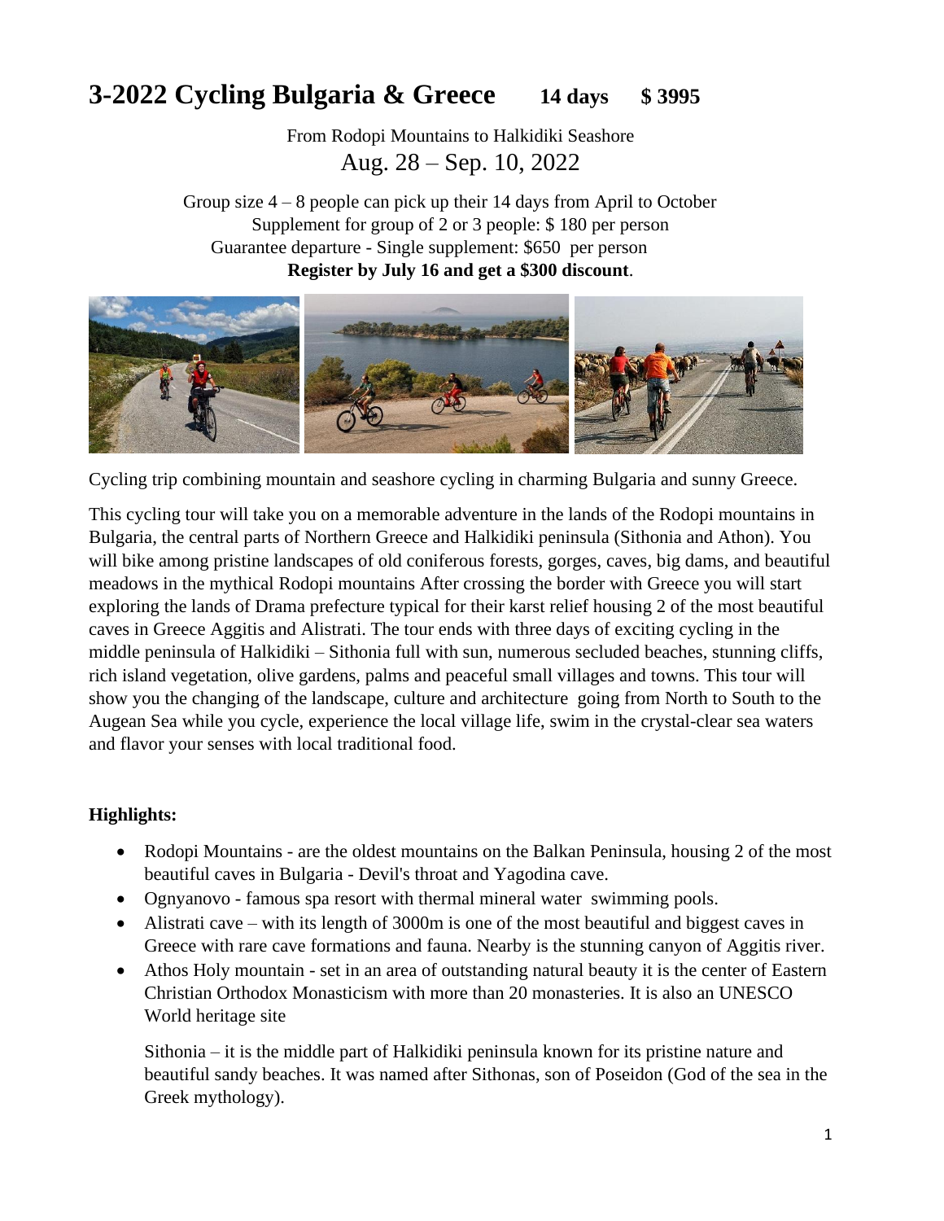# 3-2022 Cycling Bulgaria & Greece 14 days $ 3995

From Rodopi Mountains to Halkidiki Seashore

Aug. 28 – Sep. 10, 2022

Group size 4 – 8 people can pick up their 14 days from April to October

Supplement for group of 2 or 3 people: $ 180 per person

Guarantee departure - Single supplement: $650 per person

**Register by July 16 and get a $300 discount**.

Cycling trip combining mountain and seashore cycling in charming Bulgaria and sunny Greece.

This cycling tour will take you on a memorable adventure in the lands of the Rodopi mountains in Bulgaria, the central parts of Northern Greece and Halkidiki peninsula (Sithonia and Athon). You will bike among pristine landscapes of old coniferous forests, gorges, caves, big dams, and beautiful meadows in the mythical Rodopi mountains After crossing the border with Greece you will start exploring the lands of Drama prefecture typical for their karst relief housing 2 of the most beautiful caves in Greece Aggitis and Alistrati. The tour ends with three days of exciting cycling in the middle peninsula of Halkidiki – Sithonia full with sun, numerous secluded beaches, stunning cliffs, rich island vegetation, olive gardens, palms and peaceful small villages and towns. This tour will show you the changing of the landscape, culture and architecture going from North to South to the Augean Sea while you cycle, experience the local village life, swim in the crystal-clear sea waters and flavor your senses with local traditional food.

**Highlights:**

- Rodopi Mountains - are the oldest mountains on the Balkan Peninsula, housing 2 of the most beautiful caves in Bulgaria - Devil's throat and Yagodina cave.
- Ognyanovo - famous spa resort with thermal mineral water swimming pools.
- Alistrati cave – with its length of 3000m is one of the most beautiful and biggest caves in Greece with rare cave formations and fauna. Nearby is the stunning canyon of Aggitis river.
- Athos Holy mountain - set in an area of outstanding natural beauty it is the center of Eastern Christian Orthodox Monasticism with more than 20 monasteries. It is also an UNESCO World heritage site

  Sithonia – it is the middle part of Halkidiki peninsula known for its pristine nature and beautiful sandy beaches. It was named after Sithonas, son of Poseidon (God of the sea in the Greek mythology).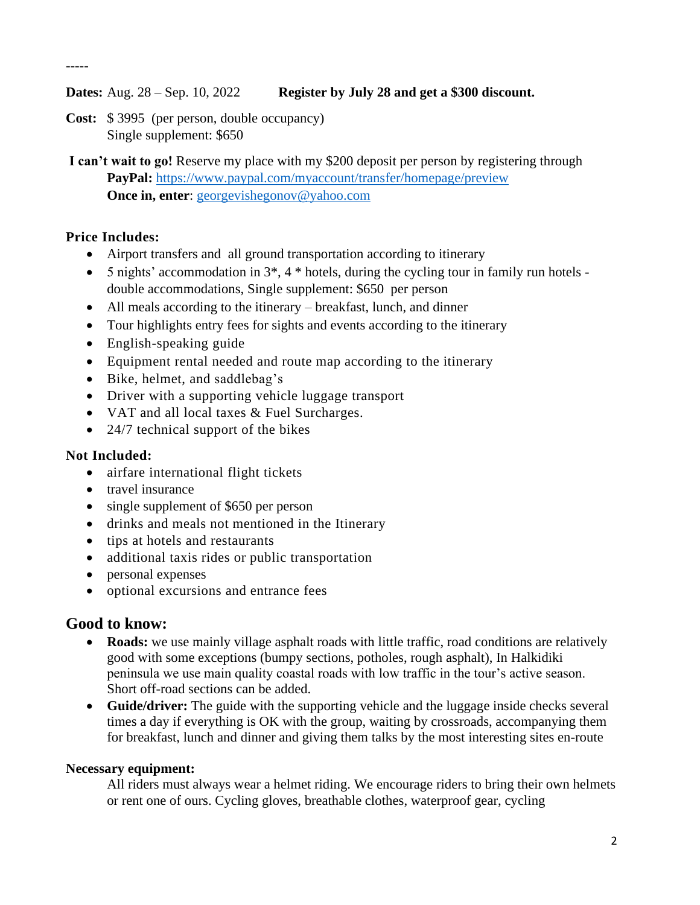-----

**Dates:** Aug. 28 – Sep. 10, 2022 **Register by July 28 and get a $300 discount.**

**Cost:** $ 3995 (per person, double occupancy)
Single supplement: $650

**I can't wait to go!** Reserve my place with my $200 deposit per person by registering through **PayPal:** https://www.paypal.com/myaccount/transfer/homepage/preview
**Once in, enter**: georgevishegonov@yahoo.com

**Price Includes:**

- Airport transfers and all ground transportation according to itinerary
- 5 nights' accommodation in 3*, 4 * hotels, during the cycling tour in family run hotels - double accommodations, Single supplement: $650 per person
- All meals according to the itinerary – breakfast, lunch, and dinner
- Tour highlights entry fees for sights and events according to the itinerary
- English-speaking guide
- Equipment rental needed and route map according to the itinerary
- Bike, helmet, and saddlebag's
- Driver with a supporting vehicle luggage transport
- VAT and all local taxes & Fuel Surcharges.
- 24/7 technical support of the bikes

**Not Included:**

- airfare international flight tickets
- travel insurance
- single supplement of $650 per person
- drinks and meals not mentioned in the Itinerary
- tips at hotels and restaurants
- additional taxis rides or public transportation
- personal expenses
- optional excursions and entrance fees

## Good to know:

- **Roads:** we use mainly village asphalt roads with little traffic, road conditions are relatively good with some exceptions (bumpy sections, potholes, rough asphalt), In Halkidiki peninsula we use main quality coastal roads with low traffic in the tour's active season. Short off-road sections can be added.
- **Guide/driver:** The guide with the supporting vehicle and the luggage inside checks several times a day if everything is OK with the group, waiting by crossroads, accompanying them for breakfast, lunch and dinner and giving them talks by the most interesting sites en-route

**Necessary equipment:**

All riders must always wear a helmet riding. We encourage riders to bring their own helmets or rent one of ours. Cycling gloves, breathable clothes, waterproof gear, cycling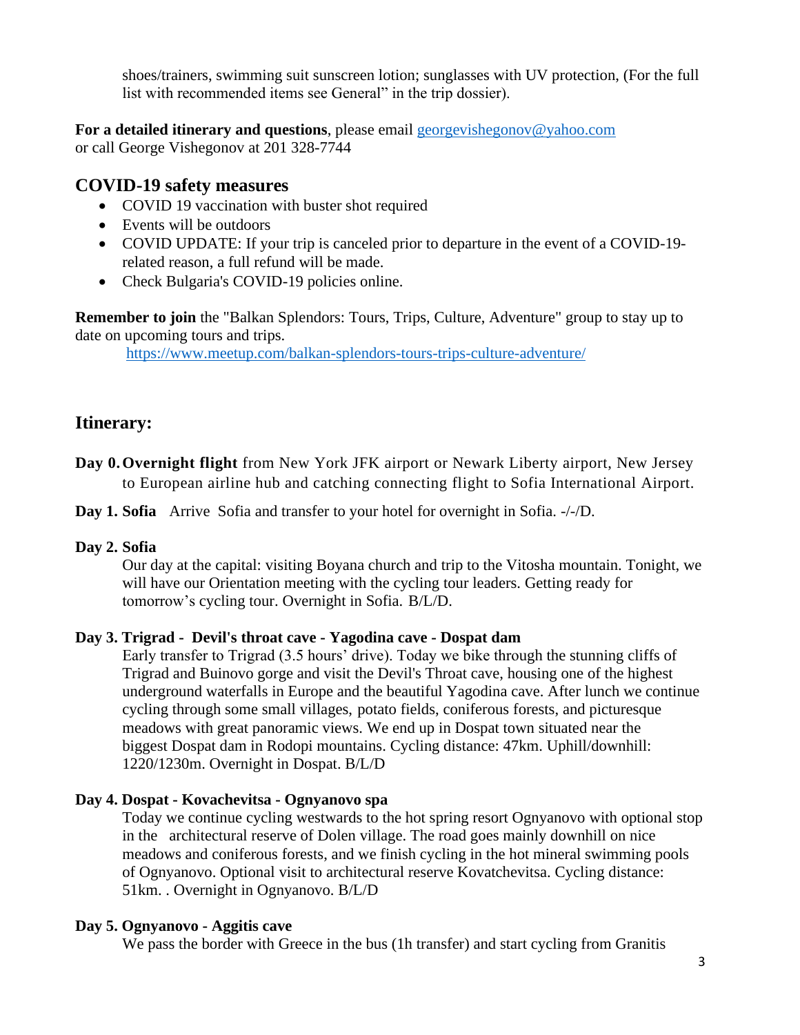shoes/trainers, swimming suit sunscreen lotion; sunglasses with UV protection, (For the full list with recommended items see General" in the trip dossier).

**For a detailed itinerary and questions**, please email georgevishegonov@yahoo.com or call George Vishegonov at 201 328-7744

## COVID-19 safety measures

- COVID 19 vaccination with buster shot required
- Events will be outdoors
- COVID UPDATE: If your trip is canceled prior to departure in the event of a COVID-19-related reason, a full refund will be made.
- Check Bulgaria's COVID-19 policies online.

**Remember to join** the "Balkan Splendors: Tours, Trips, Culture, Adventure" group to stay up to date on upcoming tours and trips.

https://www.meetup.com/balkan-splendors-tours-trips-culture-adventure/

## Itinerary:

**Day 0. Overnight flight** from New York JFK airport or Newark Liberty airport, New Jersey to European airline hub and catching connecting flight to Sofia International Airport.

**Day 1. Sofia** Arrive Sofia and transfer to your hotel for overnight in Sofia. -/-/D.

**Day 2. Sofia**

Our day at the capital: visiting Boyana church and trip to the Vitosha mountain. Tonight, we will have our Orientation meeting with the cycling tour leaders. Getting ready for tomorrow's cycling tour. Overnight in Sofia. B/L/D.

**Day 3. Trigrad - Devil's throat cave - Yagodina cave - Dospat dam**

Early transfer to Trigrad (3.5 hours' drive). Today we bike through the stunning cliffs of Trigrad and Buinovo gorge and visit the Devil's Throat cave, housing one of the highest underground waterfalls in Europe and the beautiful Yagodina cave. After lunch we continue cycling through some small villages, potato fields, coniferous forests, and picturesque meadows with great panoramic views. We end up in Dospat town situated near the biggest Dospat dam in Rodopi mountains. Cycling distance: 47km. Uphill/downhill: 1220/1230m. Overnight in Dospat. B/L/D

**Day 4. Dospat - Kovachevitsa - Ognyanovo spa**

Today we continue cycling westwards to the hot spring resort Ognyanovo with optional stop in the architectural reserve of Dolen village. The road goes mainly downhill on nice meadows and coniferous forests, and we finish cycling in the hot mineral swimming pools of Ognyanovo. Optional visit to architectural reserve Kovatchevitsa. Cycling distance: 51km. . Overnight in Ognyanovo. B/L/D

**Day 5. Ognyanovo - Aggitis cave**

We pass the border with Greece in the bus (1h transfer) and start cycling from Granitis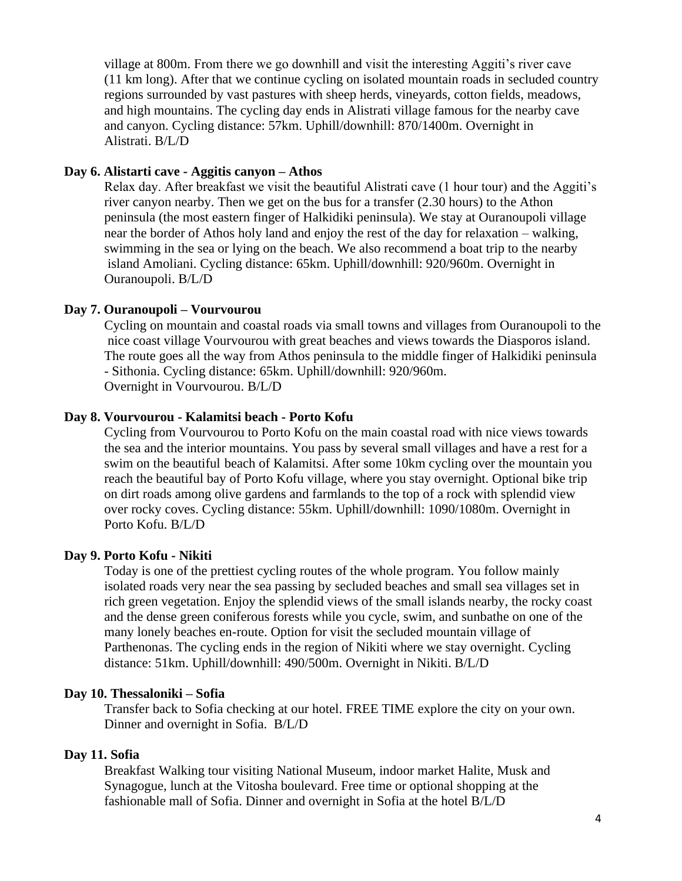village at 800m. From there we go downhill and visit the interesting Aggiti's river cave (11 km long). After that we continue cycling on isolated mountain roads in secluded country regions surrounded by vast pastures with sheep herds, vineyards, cotton fields, meadows, and high mountains. The cycling day ends in Alistrati village famous for the nearby cave and canyon. Cycling distance: 57km. Uphill/downhill: 870/1400m. Overnight in Alistrati. B/L/D

**Day 6. Alistarti cave - Aggitis canyon – Athos**

Relax day. After breakfast we visit the beautiful Alistrati cave (1 hour tour) and the Aggiti's river canyon nearby. Then we get on the bus for a transfer (2.30 hours) to the Athon peninsula (the most eastern finger of Halkidiki peninsula). We stay at Ouranoupoli village near the border of Athos holy land and enjoy the rest of the day for relaxation – walking, swimming in the sea or lying on the beach. We also recommend a boat trip to the nearby island Amoliani. Cycling distance: 65km. Uphill/downhill: 920/960m. Overnight in Ouranoupoli. B/L/D

**Day 7. Ouranoupoli – Vourvourou**

Cycling on mountain and coastal roads via small towns and villages from Ouranoupoli to the nice coast village Vourvourou with great beaches and views towards the Diasporos island. The route goes all the way from Athos peninsula to the middle finger of Halkidiki peninsula - Sithonia. Cycling distance: 65km. Uphill/downhill: 920/960m.
Overnight in Vourvourou. B/L/D

**Day 8. Vourvourou - Kalamitsi beach - Porto Kofu**

Cycling from Vourvourou to Porto Kofu on the main coastal road with nice views towards the sea and the interior mountains. You pass by several small villages and have a rest for a swim on the beautiful beach of Kalamitsi. After some 10km cycling over the mountain you reach the beautiful bay of Porto Kofu village, where you stay overnight. Optional bike trip on dirt roads among olive gardens and farmlands to the top of a rock with splendid view over rocky coves. Cycling distance: 55km. Uphill/downhill: 1090/1080m. Overnight in Porto Kofu. B/L/D

**Day 9. Porto Kofu - Nikiti**

Today is one of the prettiest cycling routes of the whole program. You follow mainly isolated roads very near the sea passing by secluded beaches and small sea villages set in rich green vegetation. Enjoy the splendid views of the small islands nearby, the rocky coast and the dense green coniferous forests while you cycle, swim, and sunbathe on one of the many lonely beaches en-route. Option for visit the secluded mountain village of Parthenonas. The cycling ends in the region of Nikiti where we stay overnight. Cycling distance: 51km. Uphill/downhill: 490/500m. Overnight in Nikiti. B/L/D

**Day 10. Thessaloniki – Sofia**

Transfer back to Sofia checking at our hotel. FREE TIME explore the city on your own. Dinner and overnight in Sofia. B/L/D

**Day 11. Sofia**

Breakfast Walking tour visiting National Museum, indoor market Halite, Musk and Synagogue, lunch at the Vitosha boulevard. Free time or optional shopping at the fashionable mall of Sofia. Dinner and overnight in Sofia at the hotel B/L/D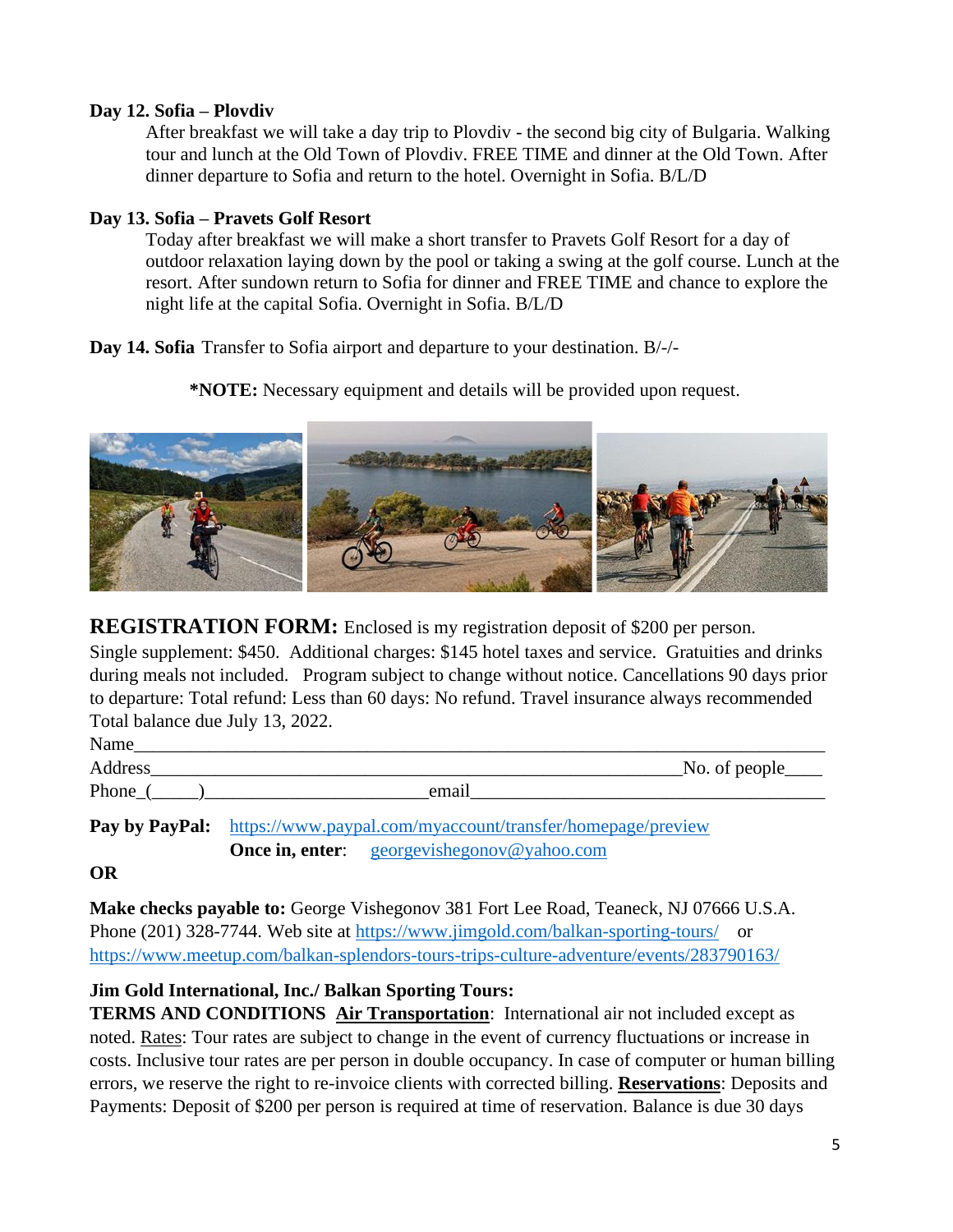**Day 12. Sofia – Plovdiv**

After breakfast we will take a day trip to Plovdiv - the second big city of Bulgaria. Walking tour and lunch at the Old Town of Plovdiv. FREE TIME and dinner at the Old Town. After dinner departure to Sofia and return to the hotel. Overnight in Sofia. B/L/D

**Day 13. Sofia – Pravets Golf Resort**

Today after breakfast we will make a short transfer to Pravets Golf Resort for a day of outdoor relaxation laying down by the pool or taking a swing at the golf course. Lunch at the resort. After sundown return to Sofia for dinner and FREE TIME and chance to explore the night life at the capital Sofia. Overnight in Sofia. B/L/D

**Day 14. Sofia** Transfer to Sofia airport and departure to your destination. B/-/-

***NOTE:** Necessary equipment and details will be provided upon request.

**REGISTRATION FORM:** Enclosed is my registration deposit of $200 per person. Single supplement: $450. Additional charges: $145 hotel taxes and service. Gratuities and drinks during meals not included. Program subject to change without notice. Cancellations 90 days prior to departure: Total refund: Less than 60 days: No refund. Travel insurance always recommended Total balance due July 13, 2022.

Name_____________________________________________________________________________

Address______________________________________________________________No. of people____

Phone_(_____)_______________________email_____________________________________

**Pay by PayPal:** https://www.paypal.com/myaccount/transfer/homepage/preview
**Once in, enter**: georgevishegonov@yahoo.com

**OR**

**Make checks payable to:** George Vishegonov 381 Fort Lee Road, Teaneck, NJ 07666 U.S.A. Phone (201) 328-7744. Web site at https://www.jimgold.com/balkan-sporting-tours/ or https://www.meetup.com/balkan-splendors-tours-trips-culture-adventure/events/283790163/

**Jim Gold International, Inc./ Balkan Sporting Tours:**
**TERMS AND CONDITIONS** **Air Transportation**: International air not included except as noted. Rates: Tour rates are subject to change in the event of currency fluctuations or increase in costs. Inclusive tour rates are per person in double occupancy. In case of computer or human billing errors, we reserve the right to re-invoice clients with corrected billing. **Reservations**: Deposits and Payments: Deposit of $200 per person is required at time of reservation. Balance is due 30 days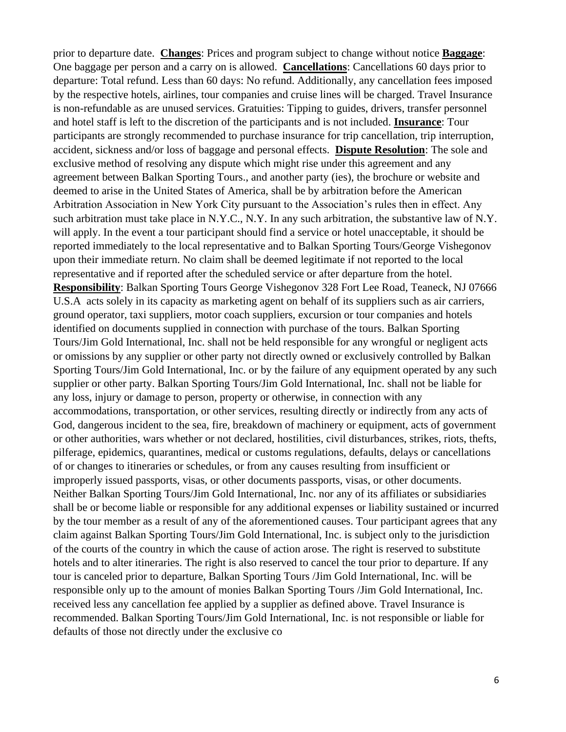prior to departure date. **Changes**: Prices and program subject to change without notice **Baggage**: One baggage per person and a carry on is allowed. **Cancellations**: Cancellations 60 days prior to departure: Total refund. Less than 60 days: No refund. Additionally, any cancellation fees imposed by the respective hotels, airlines, tour companies and cruise lines will be charged. Travel Insurance is non-refundable as are unused services. Gratuities: Tipping to guides, drivers, transfer personnel and hotel staff is left to the discretion of the participants and is not included. **Insurance**: Tour participants are strongly recommended to purchase insurance for trip cancellation, trip interruption, accident, sickness and/or loss of baggage and personal effects. **Dispute Resolution**: The sole and exclusive method of resolving any dispute which might rise under this agreement and any agreement between Balkan Sporting Tours., and another party (ies), the brochure or website and deemed to arise in the United States of America, shall be by arbitration before the American Arbitration Association in New York City pursuant to the Association's rules then in effect. Any such arbitration must take place in N.Y.C., N.Y. In any such arbitration, the substantive law of N.Y. will apply. In the event a tour participant should find a service or hotel unacceptable, it should be reported immediately to the local representative and to Balkan Sporting Tours/George Vishegonov upon their immediate return. No claim shall be deemed legitimate if not reported to the local representative and if reported after the scheduled service or after departure from the hotel. **Responsibility**: Balkan Sporting Tours George Vishegonov 328 Fort Lee Road, Teaneck, NJ 07666 U.S.A acts solely in its capacity as marketing agent on behalf of its suppliers such as air carriers, ground operator, taxi suppliers, motor coach suppliers, excursion or tour companies and hotels identified on documents supplied in connection with purchase of the tours. Balkan Sporting Tours/Jim Gold International, Inc. shall not be held responsible for any wrongful or negligent acts or omissions by any supplier or other party not directly owned or exclusively controlled by Balkan Sporting Tours/Jim Gold International, Inc. or by the failure of any equipment operated by any such supplier or other party. Balkan Sporting Tours/Jim Gold International, Inc. shall not be liable for any loss, injury or damage to person, property or otherwise, in connection with any accommodations, transportation, or other services, resulting directly or indirectly from any acts of God, dangerous incident to the sea, fire, breakdown of machinery or equipment, acts of government or other authorities, wars whether or not declared, hostilities, civil disturbances, strikes, riots, thefts, pilferage, epidemics, quarantines, medical or customs regulations, defaults, delays or cancellations of or changes to itineraries or schedules, or from any causes resulting from insufficient or improperly issued passports, visas, or other documents passports, visas, or other documents. Neither Balkan Sporting Tours/Jim Gold International, Inc. nor any of its affiliates or subsidiaries shall be or become liable or responsible for any additional expenses or liability sustained or incurred by the tour member as a result of any of the aforementioned causes. Tour participant agrees that any claim against Balkan Sporting Tours/Jim Gold International, Inc. is subject only to the jurisdiction of the courts of the country in which the cause of action arose. The right is reserved to substitute hotels and to alter itineraries. The right is also reserved to cancel the tour prior to departure. If any tour is canceled prior to departure, Balkan Sporting Tours /Jim Gold International, Inc. will be responsible only up to the amount of monies Balkan Sporting Tours /Jim Gold International, Inc. received less any cancellation fee applied by a supplier as defined above. Travel Insurance is recommended. Balkan Sporting Tours/Jim Gold International, Inc. is not responsible or liable for defaults of those not directly under the exclusive co